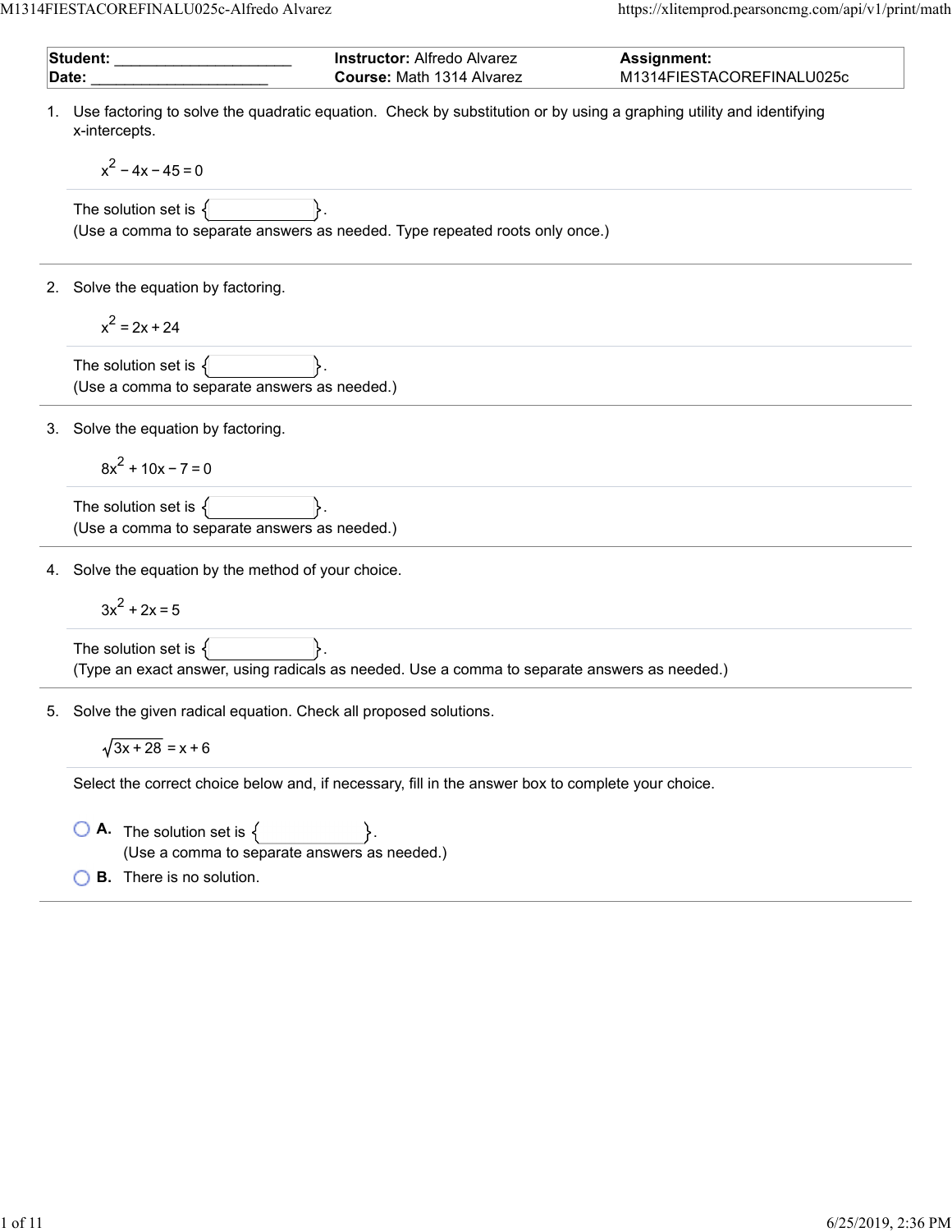| **Student:** ____________________ | **Instructor:** Alfredo Alvarez | **Assignment:** |
| --- | --- | --- |
| **Date:** ____________________ | **Course:** Math 1314 Alvarez | M1314FIESTACOREFINALU025c |

1. Use factoring to solve the quadratic equation. Check by substitution or by using a graphing utility and identifying x-intercepts.

   $$x^2 - 4x - 45 = 0$$

   The solution set is { }.
   (Use a comma to separate answers as needed. Type repeated roots only once.)

2. Solve the equation by factoring.

   $$x^2 = 2x + 24$$

   The solution set is { }.
   (Use a comma to separate answers as needed.)

3. Solve the equation by factoring.

   $$8x^2 + 10x - 7 = 0$$

   The solution set is { }.
   (Use a comma to separate answers as needed.)

4. Solve the equation by the method of your choice.

   $$3x^2 + 2x = 5$$

   The solution set is { }.
   (Type an exact answer, using radicals as needed. Use a comma to separate answers as needed.)

5. Solve the given radical equation. Check all proposed solutions.

   $$\sqrt{3x + 28} = x + 6$$

   Select the correct choice below and, if necessary, fill in the answer box to complete your choice.

   - **A.** The solution set is { }.
     (Use a comma to separate answers as needed.)
   - **B.** There is no solution.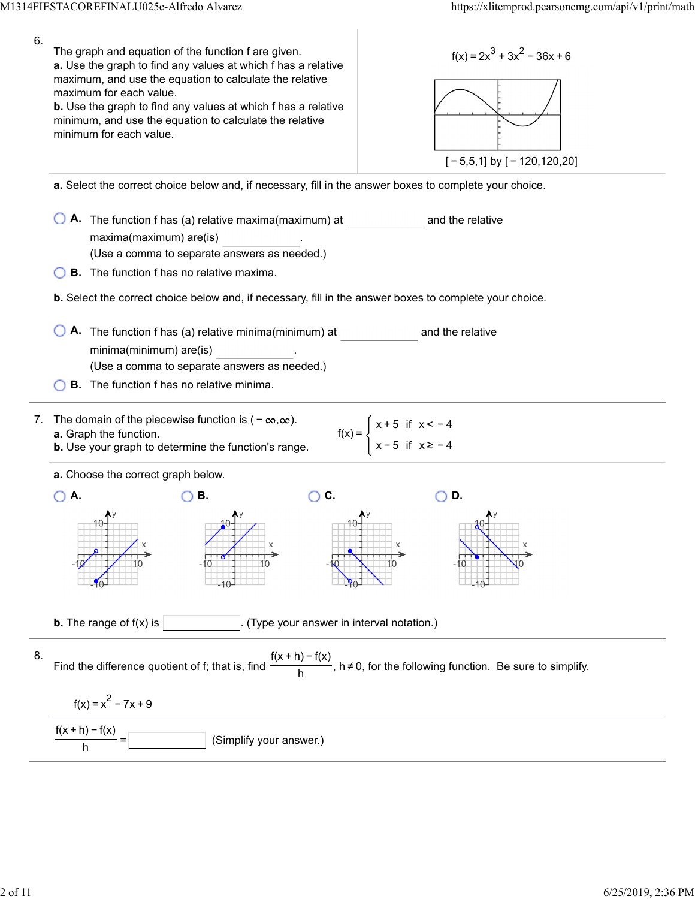6.

The graph and equation of the function f are given.

**a.** Use the graph to find any values at which f has a relative maximum, and use the equation to calculate the relative maximum for each value.

**b.** Use the graph to find any values at which f has a relative minimum, and use the equation to calculate the relative minimum for each value.

$$f(x) = 2x^3 + 3x^2 - 36x + 6$$

[ − 5,5,1] by [ − 120,120,20]

**a.** Select the correct choice below and, if necessary, fill in the answer boxes to complete your choice.

- **A.** The function f has (a) relative maxima(maximum) at ________ and the relative maxima(maximum) are(is) ________.
  (Use a comma to separate answers as needed.)
- **B.** The function f has no relative maxima.

**b.** Select the correct choice below and, if necessary, fill in the answer boxes to complete your choice.

- **A.** The function f has (a) relative minima(minimum) at ________ and the relative minima(minimum) are(is) ________.
  (Use a comma to separate answers as needed.)
- **B.** The function f has no relative minima.

---

7. The domain of the piecewise function is $(-\infty, \infty)$.

**a.** Graph the function.

**b.** Use your graph to determine the function's range.

$$f(x) = \begin{cases} x + 5 & \text{if } x < -4 \\ x - 5 & \text{if } x \geq -4 \end{cases}$$

**a.** Choose the correct graph below.

- **A.**
- **B.**
- **C.**
- **D.**

**b.** The range of f(x) is ________. (Type your answer in interval notation.)

---

8. Find the difference quotient of f; that is, find $\frac{f(x+h) - f(x)}{h}$, $h \neq 0$, for the following function. Be sure to simplify.

$$f(x) = x^2 - 7x + 9$$

$$\frac{f(x+h) - f(x)}{h} = \_\_\_\_\_\_\_\_$$ (Simplify your answer.)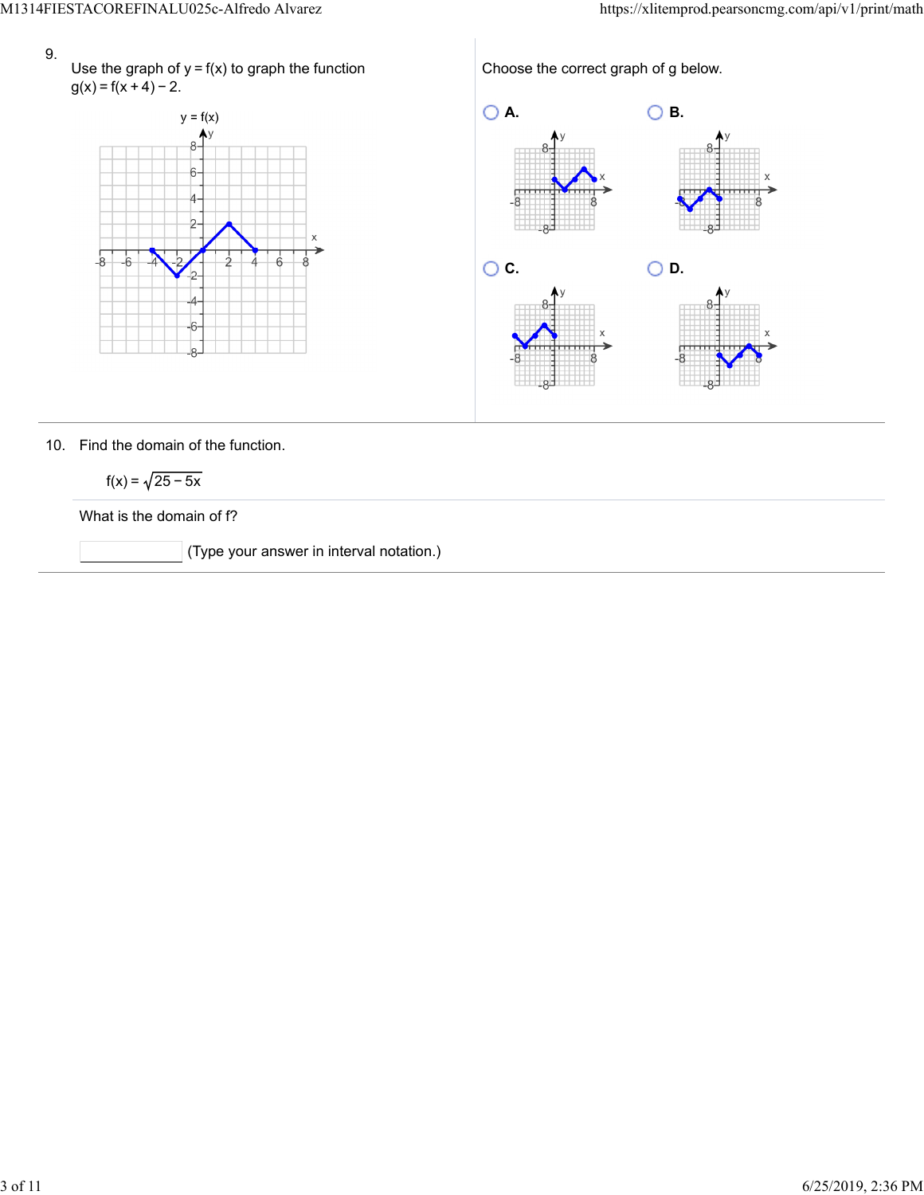9. Use the graph of $y = f(x)$ to graph the function $g(x) = f(x+4) - 2$.

y = f(x)

Choose the correct graph of g below.

- A.
- B.
- C.
- D.

10. Find the domain of the function.

$$f(x) = \sqrt{25 - 5x}$$

What is the domain of f?

_____ (Type your answer in interval notation.)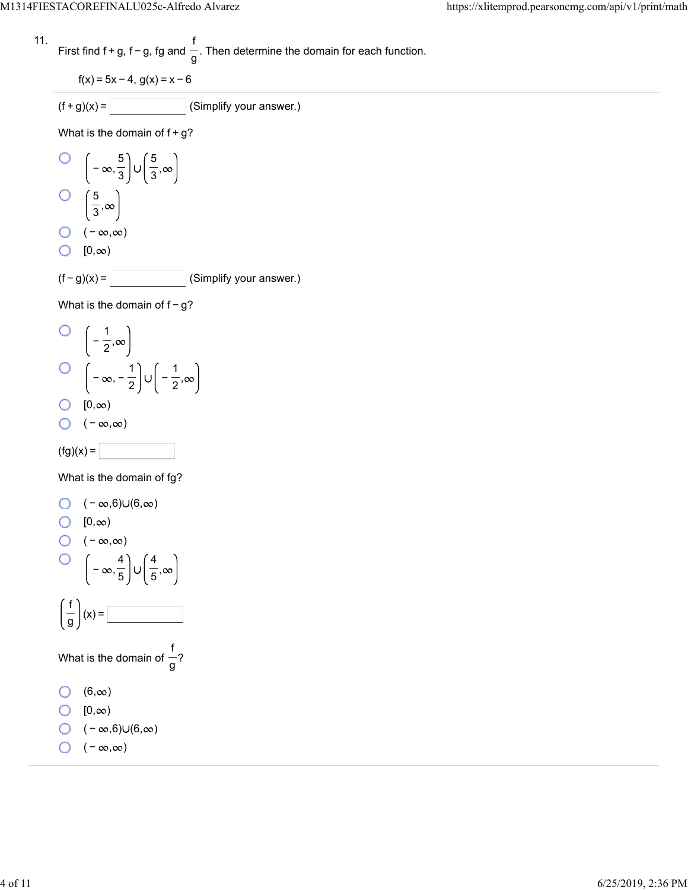11. First find f + g, f − g, fg and $\frac{f}{g}$. Then determine the domain for each function.

$f(x) = 5x - 4$, $g(x) = x - 6$

$(f+g)(x) =$ ______ (Simplify your answer.)

What is the domain of f + g?

- ○ $\left(-\infty, \frac{5}{3}\right) \cup \left(\frac{5}{3}, \infty\right)$
- ○ $\left(\frac{5}{3}, \infty\right)$
- ○ $(-\infty, \infty)$
- ○ $[0, \infty)$

$(f-g)(x) =$ ______ (Simplify your answer.)

What is the domain of f − g?

- ○ $\left(-\frac{1}{2}, \infty\right)$
- ○ $\left(-\infty, -\frac{1}{2}\right) \cup \left(-\frac{1}{2}, \infty\right)$
- ○ $[0, \infty)$
- ○ $(-\infty, \infty)$

$(fg)(x) =$ ______

What is the domain of fg?

- ○ $(-\infty, 6) \cup (6, \infty)$
- ○ $[0, \infty)$
- ○ $(-\infty, \infty)$
- ○ $\left(-\infty, \frac{4}{5}\right) \cup \left(\frac{4}{5}, \infty\right)$

$\left(\frac{f}{g}\right)(x) =$ ______

What is the domain of $\frac{f}{g}$?

- ○ $(6, \infty)$
- ○ $[0, \infty)$
- ○ $(-\infty, 6) \cup (6, \infty)$
- ○ $(-\infty, \infty)$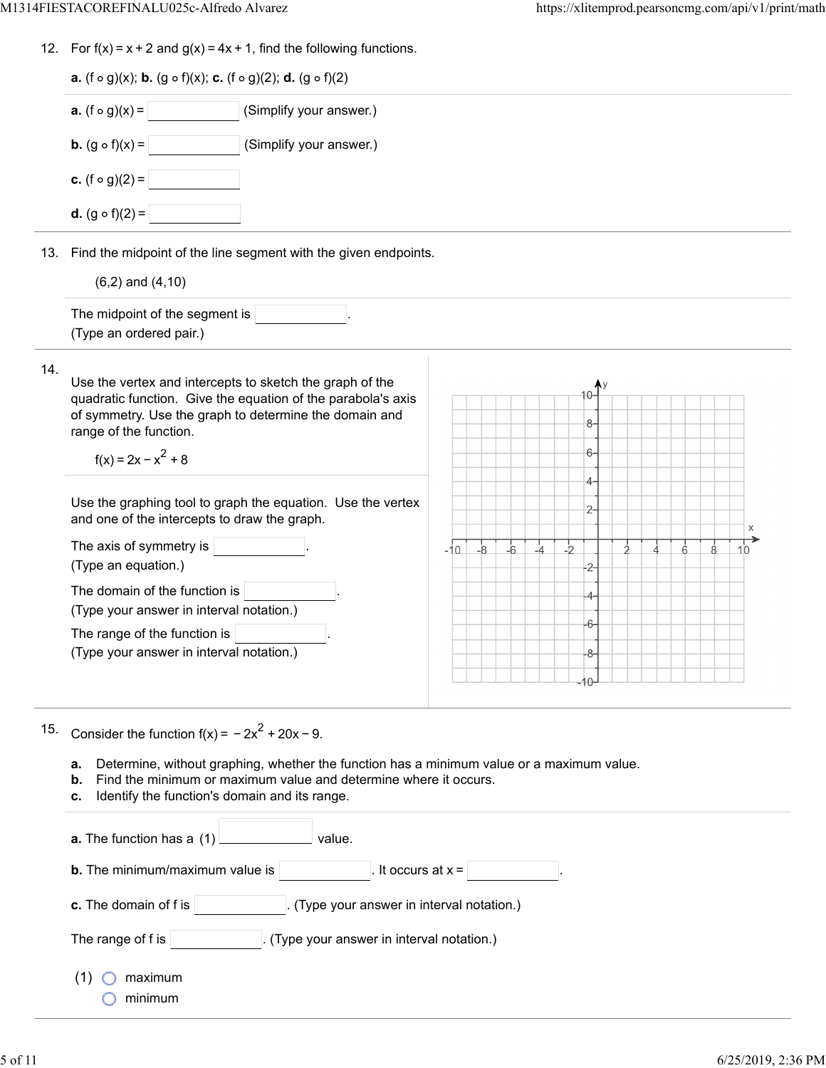12. For $f(x) = x + 2$ and $g(x) = 4x + 1$, find the following functions.

**a.** $(f \circ g)(x)$; **b.** $(g \circ f)(x)$; **c.** $(f \circ g)(2)$; **d.** $(g \circ f)(2)$

**a.** $(f \circ g)(x) =$ ______ (Simplify your answer.)

**b.** $(g \circ f)(x) =$ ______ (Simplify your answer.)

**c.** $(f \circ g)(2) =$ ______

**d.** $(g \circ f)(2) =$ ______

---

13. Find the midpoint of the line segment with the given endpoints.

(6,2) and (4,10)

The midpoint of the segment is ______.
(Type an ordered pair.)

---

14. Use the vertex and intercepts to sketch the graph of the quadratic function. Give the equation of the parabola's axis of symmetry. Use the graph to determine the domain and range of the function.

$f(x) = 2x - x^2 + 8$

Use the graphing tool to graph the equation. Use the vertex and one of the intercepts to draw the graph.

The axis of symmetry is ______.
(Type an equation.)

The domain of the function is ______.
(Type your answer in interval notation.)

The range of the function is ______.
(Type your answer in interval notation.)

---

15. Consider the function $f(x) = -2x^2 + 20x - 9$.

**a.** Determine, without graphing, whether the function has a minimum value or a maximum value.
**b.** Find the minimum or maximum value and determine where it occurs.
**c.** Identify the function's domain and its range.

**a.** The function has a (1) ______ value.

**b.** The minimum/maximum value is ______. It occurs at x = ______.

**c.** The domain of f is ______. (Type your answer in interval notation.)

The range of f is ______. (Type your answer in interval notation.)

(1) ○ maximum
○ minimum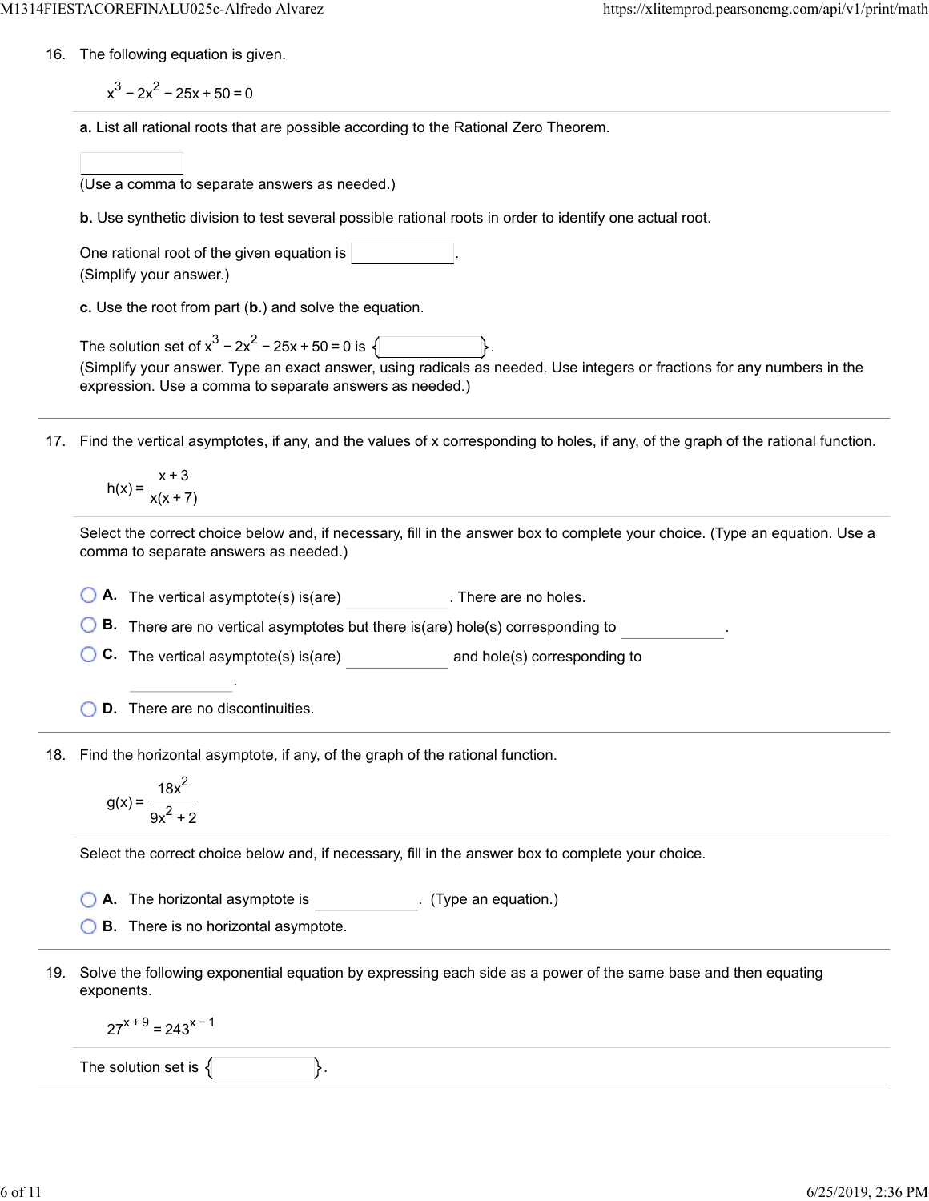16. The following equation is given.

$$x^3 - 2x^2 - 25x + 50 = 0$$

**a.** List all rational roots that are possible according to the Rational Zero Theorem.

(Use a comma to separate answers as needed.)

**b.** Use synthetic division to test several possible rational roots in order to identify one actual root.

One rational root of the given equation is ______.
(Simplify your answer.)

**c.** Use the root from part (**b.**) and solve the equation.

The solution set of $x^3 - 2x^2 - 25x + 50 = 0$ is $\{\quad\}$.
(Simplify your answer. Type an exact answer, using radicals as needed. Use integers or fractions for any numbers in the expression. Use a comma to separate answers as needed.)

---

17. Find the vertical asymptotes, if any, and the values of x corresponding to holes, if any, of the graph of the rational function.

$$h(x) = \frac{x+3}{x(x+7)}$$

Select the correct choice below and, if necessary, fill in the answer box to complete your choice. (Type an equation. Use a comma to separate answers as needed.)

- **A.** The vertical asymptote(s) is(are) ______. There are no holes.
- **B.** There are no vertical asymptotes but there is(are) hole(s) corresponding to ______.
- **C.** The vertical asymptote(s) is(are) ______ and hole(s) corresponding to ______.
- **D.** There are no discontinuities.

---

18. Find the horizontal asymptote, if any, of the graph of the rational function.

$$g(x) = \frac{18x^2}{9x^2 + 2}$$

Select the correct choice below and, if necessary, fill in the answer box to complete your choice.

- **A.** The horizontal asymptote is ______. (Type an equation.)
- **B.** There is no horizontal asymptote.

---

19. Solve the following exponential equation by expressing each side as a power of the same base and then equating exponents.

$$27^{x+9} = 243^{x-1}$$

The solution set is $\{\quad\}$.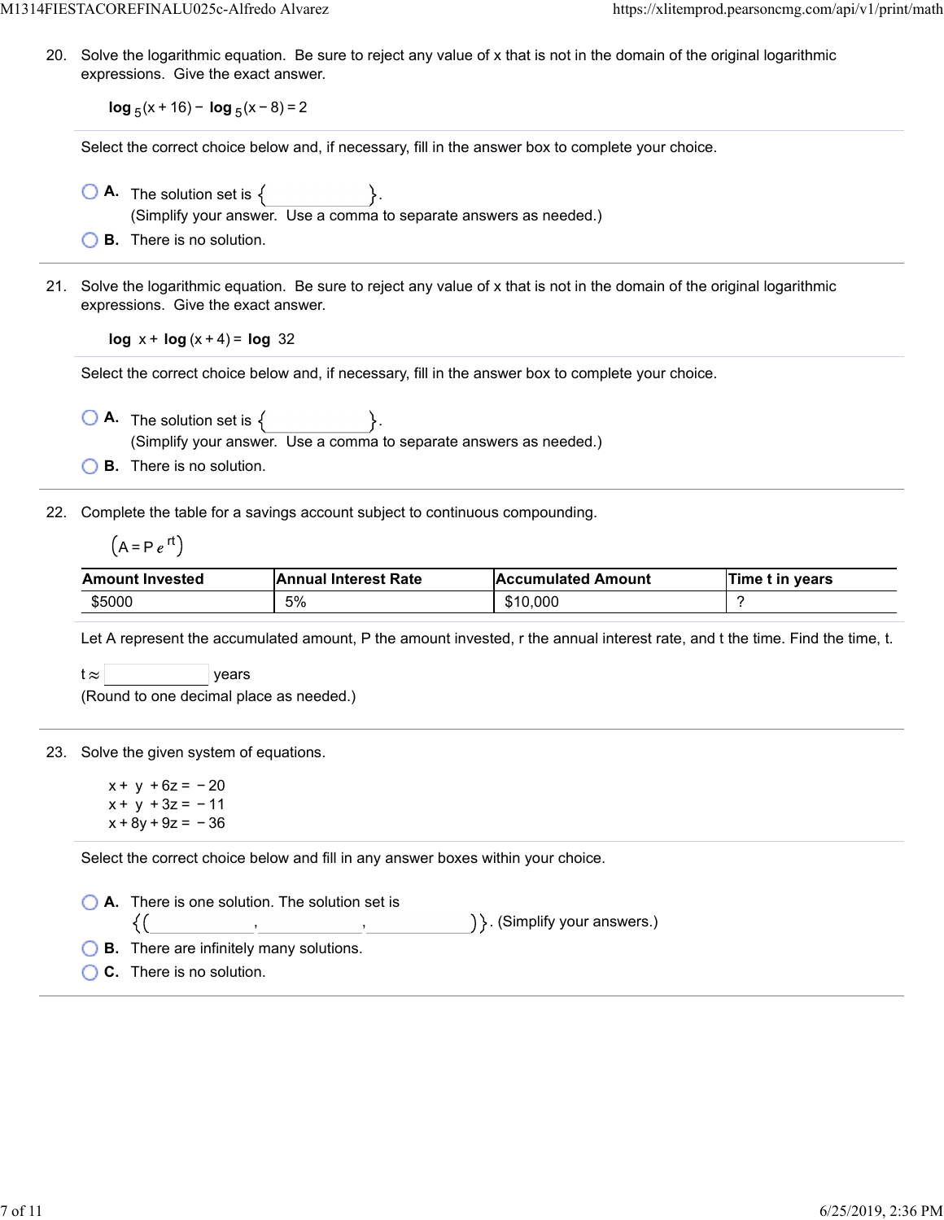20. Solve the logarithmic equation. Be sure to reject any value of x that is not in the domain of the original logarithmic expressions. Give the exact answer.

$$\log_5(x + 16) - \log_5(x - 8) = 2$$

Select the correct choice below and, if necessary, fill in the answer box to complete your choice.

- **A.** The solution set is { }.
  (Simplify your answer. Use a comma to separate answers as needed.)
- **B.** There is no solution.

21. Solve the logarithmic equation. Be sure to reject any value of x that is not in the domain of the original logarithmic expressions. Give the exact answer.

$$\log x + \log(x + 4) = \log 32$$

Select the correct choice below and, if necessary, fill in the answer box to complete your choice.

- **A.** The solution set is { }.
  (Simplify your answer. Use a comma to separate answers as needed.)
- **B.** There is no solution.

22. Complete the table for a savings account subject to continuous compounding.

$$\left(A = Pe^{rt}\right)$$

| Amount Invested | Annual Interest Rate | Accumulated Amount | Time t in years |
|---|---|---|---|
| $5000 | 5% | $10,000 | ? |

Let A represent the accumulated amount, P the amount invested, r the annual interest rate, and t the time. Find the time, t.

$t \approx$ ______ years

(Round to one decimal place as needed.)

23. Solve the given system of equations.

$$x + y + 6z = -20$$
$$x + y + 3z = -11$$
$$x + 8y + 9z = -36$$

Select the correct choice below and fill in any answer boxes within your choice.

- **A.** There is one solution. The solution set is {( , , )}. (Simplify your answers.)
- **B.** There are infinitely many solutions.
- **C.** There is no solution.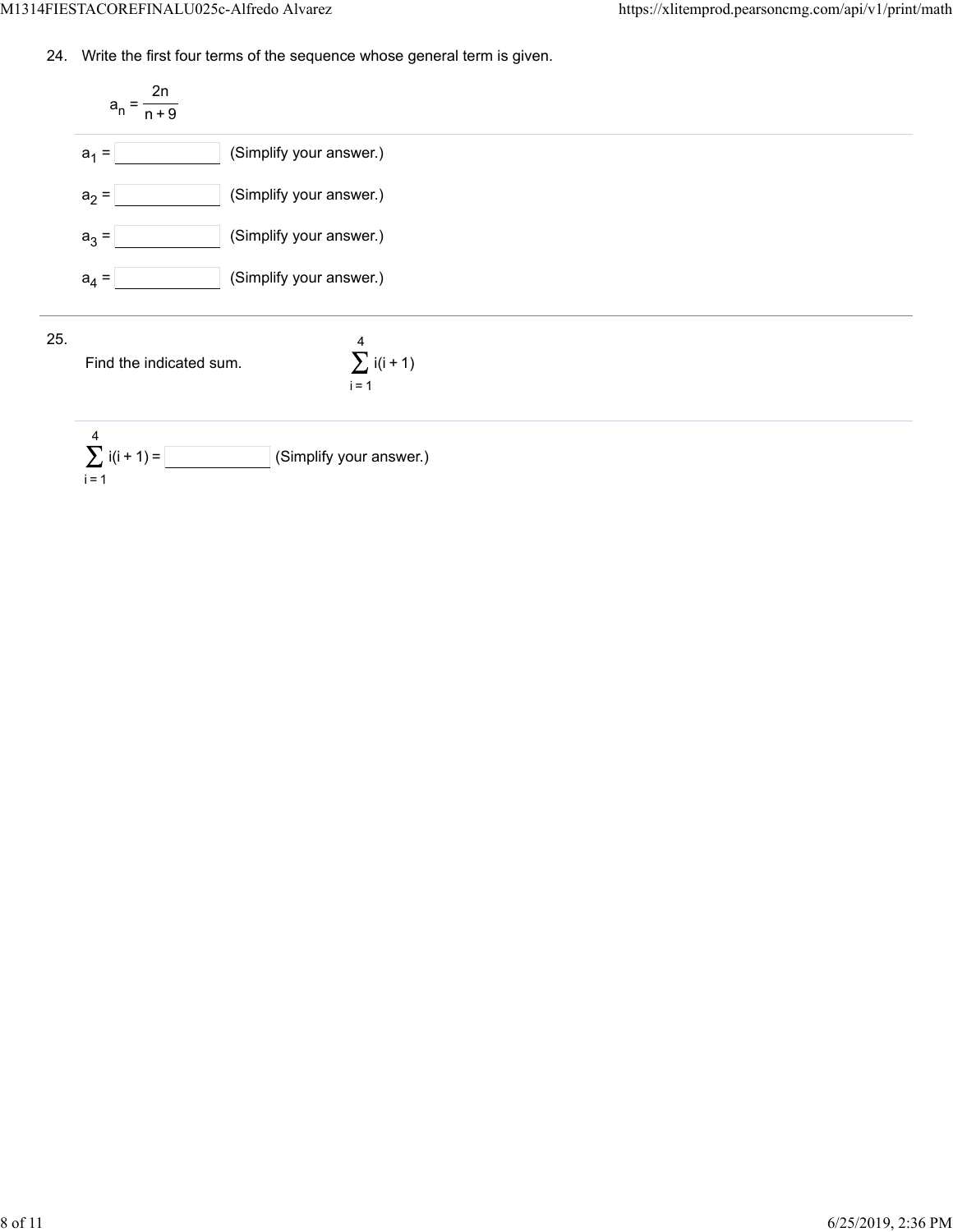24. Write the first four terms of the sequence whose general term is given.

$$a_n = \frac{2n}{n+9}$$

$a_1 =$ ______ (Simplify your answer.)

$a_2 =$ ______ (Simplify your answer.)

$a_3 =$ ______ (Simplify your answer.)

$a_4 =$ ______ (Simplify your answer.)

---

25. Find the indicated sum. $\displaystyle\sum_{i=1}^{4} i(i+1)$

$\displaystyle\sum_{i=1}^{4} i(i+1) =$ ______ (Simplify your answer.)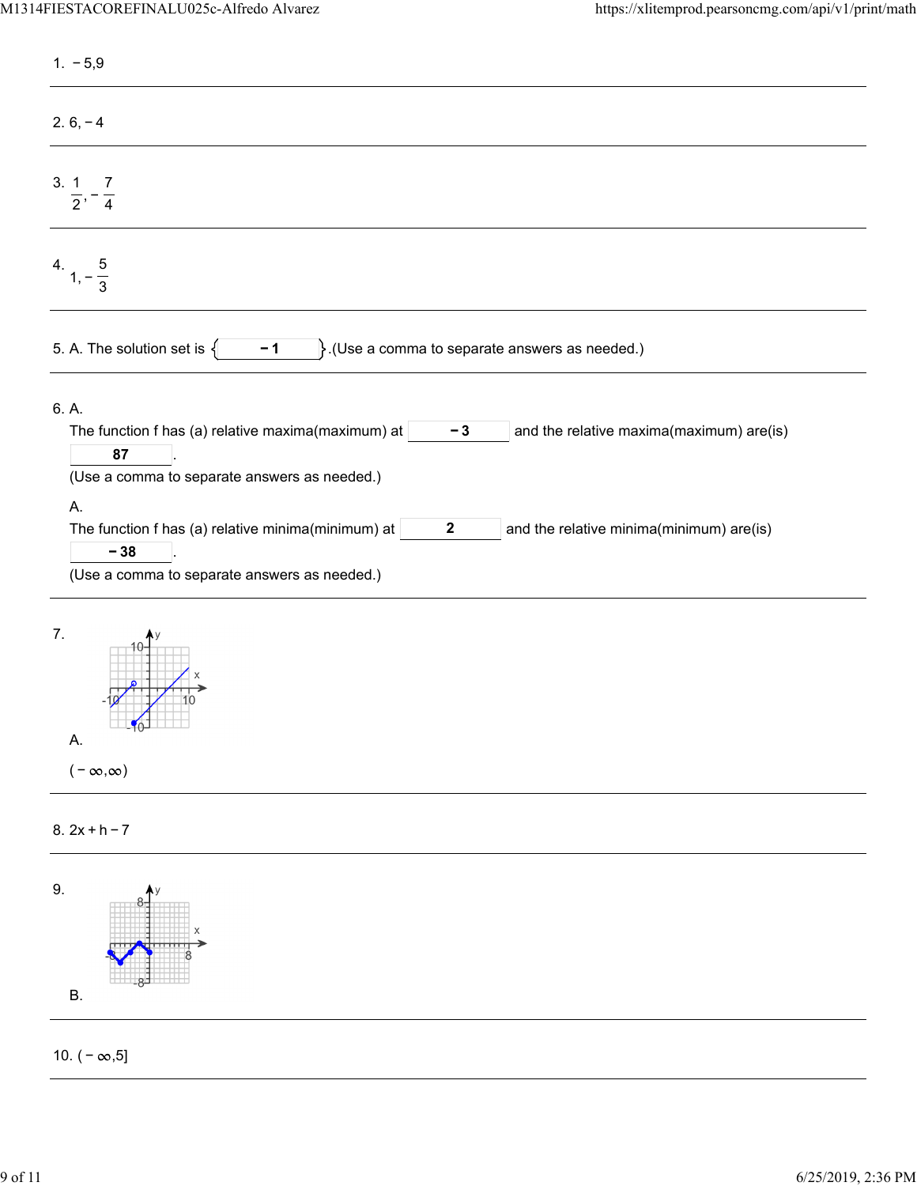1. $-5, 9$

---

2. $6, -4$

---

3. $\frac{1}{2}, -\frac{7}{4}$

---

4. $1, -\frac{5}{3}$

---

5. A. The solution set is { **$-1$** }.(Use a comma to separate answers as needed.)

---

6. A.

   The function f has (a) relative maxima(maximum) at **$-3$** and the relative maxima(maximum) are(is) **87**.

   (Use a comma to separate answers as needed.)

   A.

   The function f has (a) relative minima(minimum) at **2** and the relative minima(minimum) are(is) **$-38$**.

   (Use a comma to separate answers as needed.)

---

7. A.

   $(-\infty, \infty)$

---

8. $2x + h - 7$

---

9. B.

---

10. $(-\infty, 5]$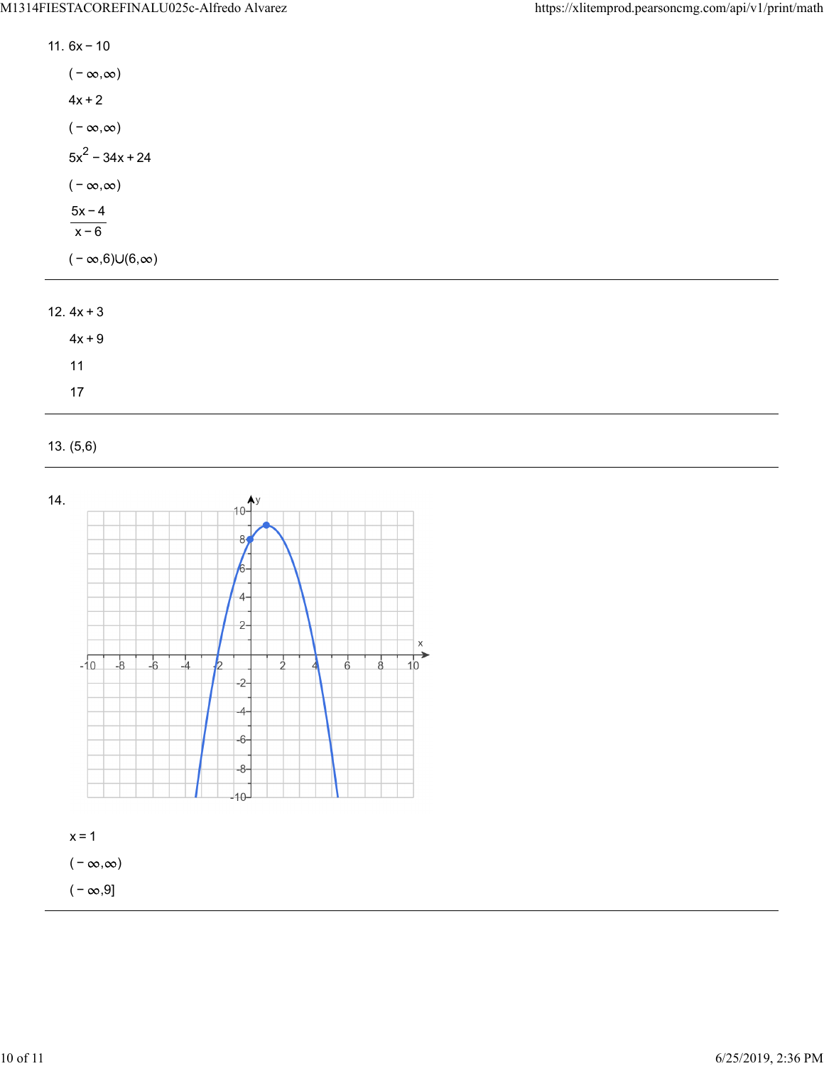11. $6x - 10$

    $(-\infty,\infty)$

    $4x + 2$

    $(-\infty,\infty)$

    $5x^2 - 34x + 24$

    $(-\infty,\infty)$

    $\dfrac{5x - 4}{x - 6}$

    $(-\infty,6)\cup(6,\infty)$

---

12. $4x + 3$

    $4x + 9$

    11

    17

---

13. (5,6)

---

14.

    $x = 1$

    $(-\infty,\infty)$

    $(-\infty,9]$

---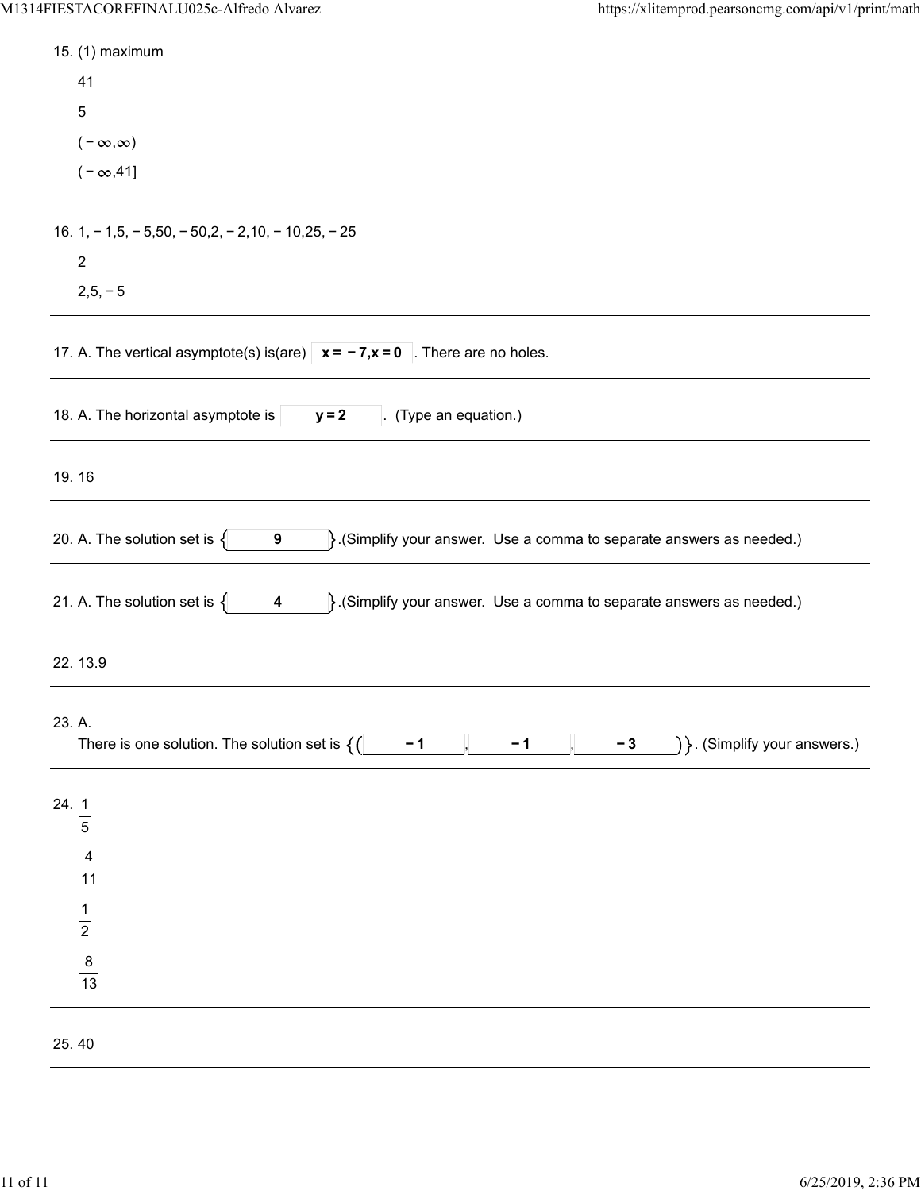15. (1) maximum

    41

    5

    $(-\infty,\infty)$

    $(-\infty,41]$

---

16. $1,-1,5,-5,50,-50,2,-2,10,-10,25,-25$

    2

    $2,5,-5$

---

17. A. The vertical asymptote(s) is(are) **$x=-7, x=0$**. There are no holes.

---

18. A. The horizontal asymptote is **$y=2$**. (Type an equation.)

---

19. 16

---

20. A. The solution set is { **9** }.(Simplify your answer. Use a comma to separate answers as needed.)

---

21. A. The solution set is { **4** }.(Simplify your answer. Use a comma to separate answers as needed.)

---

22. 13.9

---

23. A.
    There is one solution. The solution set is {( **$-1$**, **$-1$**, **$-3$** )}. (Simplify your answers.)

---

24. $\frac{1}{5}$

    $\frac{4}{11}$

    $\frac{1}{2}$

    $\frac{8}{13}$

---

25. 40

---